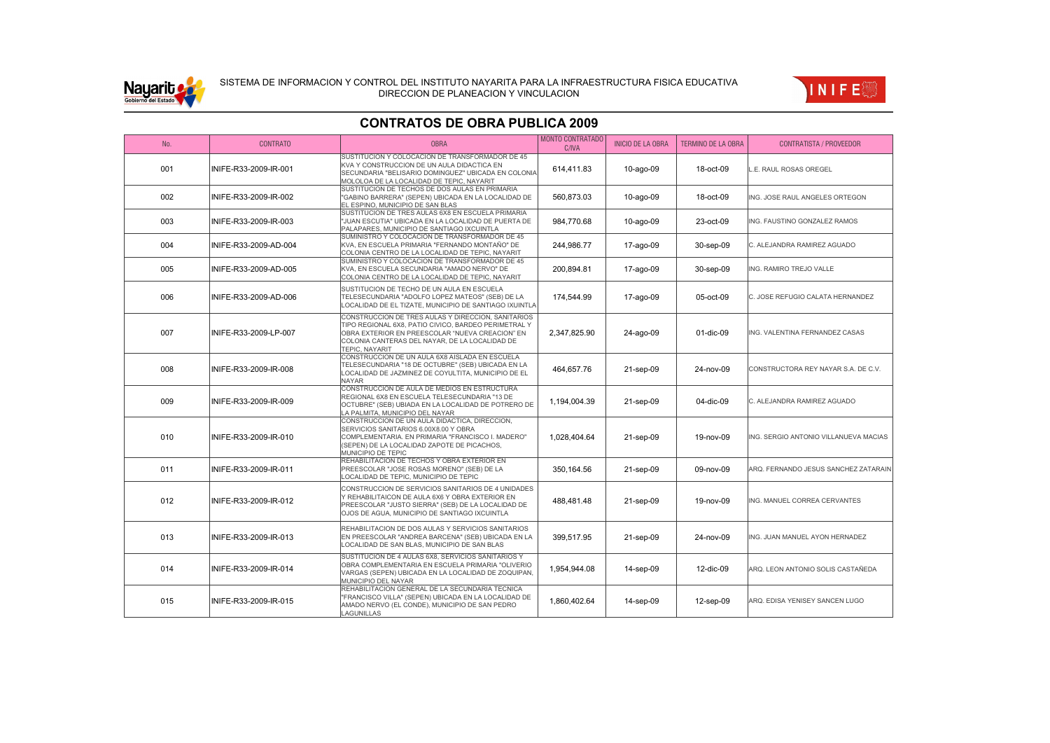SISTEMA DE INFORMACION Y CONTROL DEL INSTITUTO NAYARITA PARA LA INFRAESTRUCTURA FISICA EDUCATIVA
DIRECCION DE PLANEACION Y VINCULACION

## CONTRATOS DE OBRA PUBLICA 2009

| No. | CONTRATO | OBRA | MONTO CONTRATADO C/IVA | INICIO DE LA OBRA | TERMINO DE LA OBRA | CONTRATISTA / PROVEEDOR |
|---|---|---|---|---|---|---|
| 001 | INIFE-R33-2009-IR-001 | SUSTITUCION Y COLOCACION DE TRANSFORMADOR DE 45 KVA Y CONSTRUCCION DE UN AULA DIDACTICA EN SECUNDARIA "BELISARIO DOMINGUEZ" UBICADA EN COLONIA MOLOLOA DE LA LOCALIDAD DE TEPIC, NAYARIT | 614,411.83 | 10-ago-09 | 18-oct-09 | L.E. RAUL ROSAS OREGEL |
| 002 | INIFE-R33-2009-IR-002 | SUSTITUCION DE TECHOS DE DOS AULAS EN PRIMARIA "GABINO BARRERA" (SEPEN) UBICADA EN LA LOCALIDAD DE EL ESPINO, MUNICIPIO DE SAN BLAS | 560,873.03 | 10-ago-09 | 18-oct-09 | ING. JOSE RAUL ANGELES ORTEGON |
| 003 | INIFE-R33-2009-IR-003 | SUSTITUCION DE TRES AULAS 6X8 EN ESCUELA PRIMARIA "JUAN ESCUTIA" UBICADA EN LA LOCALIDAD DE PUERTA DE PALAPARES, MUNICIPIO DE SANTIAGO IXCUINTLA | 984,770.68 | 10-ago-09 | 23-oct-09 | ING. FAUSTINO GONZALEZ RAMOS |
| 004 | INIFE-R33-2009-AD-004 | SUMINISTRO Y COLOCACION DE TRANSFORMADOR DE 45 KVA, EN ESCUELA PRIMARIA "FERNANDO MONTAÑO" DE COLONIA CENTRO DE LA LOCALIDAD DE TEPIC, NAYARIT | 244,986.77 | 17-ago-09 | 30-sep-09 | C. ALEJANDRA RAMIREZ AGUADO |
| 005 | INIFE-R33-2009-AD-005 | SUMINISTRO Y COLOCACION DE TRANSFORMADOR DE 45 KVA, EN ESCUELA SECUNDARIA "AMADO NERVO" DE COLONIA CENTRO DE LA LOCALIDAD DE TEPIC, NAYARIT | 200,894.81 | 17-ago-09 | 30-sep-09 | ING. RAMIRO TREJO VALLE |
| 006 | INIFE-R33-2009-AD-006 | SUSTITUCION DE TECHO DE UN AULA EN ESCUELA TELESECUNDARIA "ADOLFO LOPEZ MATEOS" (SEB) DE LA LOCALIDAD DE EL TIZATE, MUNICIPIO DE SANTIAGO IXUINTLA | 174,544.99 | 17-ago-09 | 05-oct-09 | C. JOSE REFUGIO CALATA HERNANDEZ |
| 007 | INIFE-R33-2009-LP-007 | CONSTRUCCION DE TRES AULAS Y DIRECCION, SANITARIOS TIPO REGIONAL 6X8, PATIO CIVICO, BARDEO PERIMETRAL Y OBRA EXTERIOR EN PREESCOLAR "NUEVA CREACION" EN COLONIA CANTERAS DEL NAYAR, DE LA LOCALIDAD DE TEPIC, NAYARIT | 2,347,825.90 | 24-ago-09 | 01-dic-09 | ING. VALENTINA FERNANDEZ CASAS |
| 008 | INIFE-R33-2009-IR-008 | CONSTRUCCION DE UN AULA 6X8 AISLADA EN ESCUELA TELESECUNDARIA "18 DE OCTUBRE" (SEB) UBICADA EN LA LOCALIDAD DE JAZMINEZ DE COYULTITA, MUNICIPIO DE EL NAYAR | 464,657.76 | 21-sep-09 | 24-nov-09 | CONSTRUCTORA REY NAYAR S.A. DE C.V. |
| 009 | INIFE-R33-2009-IR-009 | CONSTRUCCION DE AULA DE MEDIOS EN ESTRUCTURA REGIONAL 6X8 EN ESCUELA TELESECUNDARIA "13 DE OCTUBRE" (SEB) UBIADA EN LA LOCALIDAD DE POTRERO DE LA PALMITA, MUNICIPIO DEL NAYAR | 1,194,004.39 | 21-sep-09 | 04-dic-09 | C. ALEJANDRA RAMIREZ AGUADO |
| 010 | INIFE-R33-2009-IR-010 | CONSTRUCCION DE UN AULA DIDACTICA, DIRECCION, SERVICIOS SANITARIOS 6.00X8.00 Y OBRA COMPLEMENTARIA. EN PRIMARIA "FRANCISCO I. MADERO" (SEPEN) DE LA LOCALIDAD ZAPOTE DE PICACHOS, MUNICIPIO DE TEPIC | 1,028,404.64 | 21-sep-09 | 19-nov-09 | ING. SERGIO ANTONIO VILLANUEVA MACIAS |
| 011 | INIFE-R33-2009-IR-011 | REHABILITACION DE TECHOS Y OBRA EXTERIOR EN PREESCOLAR "JOSE ROSAS MORENO" (SEB) DE LA LOCALIDAD DE TEPIC, MUNICIPIO DE TEPIC | 350,164.56 | 21-sep-09 | 09-nov-09 | ARQ. FERNANDO JESUS SANCHEZ ZATARAIN |
| 012 | INIFE-R33-2009-IR-012 | CONSTRUCCION DE SERVICIOS SANITARIOS DE 4 UNIDADES Y REHABILITAICON DE AULA 6X6 Y OBRA EXTERIOR EN PREESCOLAR "JUSTO SIERRA" (SEB) DE LA LOCALIDAD DE OJOS DE AGUA, MUNICIPIO DE SANTIAGO IXCUINTLA | 488,481.48 | 21-sep-09 | 19-nov-09 | ING. MANUEL CORREA CERVANTES |
| 013 | INIFE-R33-2009-IR-013 | REHABILITACION DE DOS AULAS Y SERVICIOS SANITARIOS EN PREESCOLAR "ANDREA BARCENA" (SEB) UBICADA EN LA LOCALIDAD DE SAN BLAS, MUNICIPIO DE SAN BLAS | 399,517.95 | 21-sep-09 | 24-nov-09 | ING. JUAN MANUEL AYON HERNADEZ |
| 014 | INIFE-R33-2009-IR-014 | SUSTITUCION DE 4 AULAS 6X8, SERVICIOS SANITARIOS Y OBRA COMPLEMENTARIA EN ESCUELA PRIMARIA "OLIVERIO VARGAS (SEPEN) UBICADA EN LA LOCALIDAD DE ZOQUIPAN, MUNICIPIO DEL NAYAR | 1,954,944.08 | 14-sep-09 | 12-dic-09 | ARQ. LEON ANTONIO SOLIS CASTAÑEDA |
| 015 | INIFE-R33-2009-IR-015 | REHABILITACION GENERAL DE LA SECUNDARIA TECNICA "FRANCISCO VILLA" (SEPEN) UBICADA EN LA LOCALIDAD DE AMADO NERVO (EL CONDE), MUNICIPIO DE SAN PEDRO LAGUNILLAS | 1,860,402.64 | 14-sep-09 | 12-sep-09 | ARQ. EDISA YENISEY SANCEN LUGO |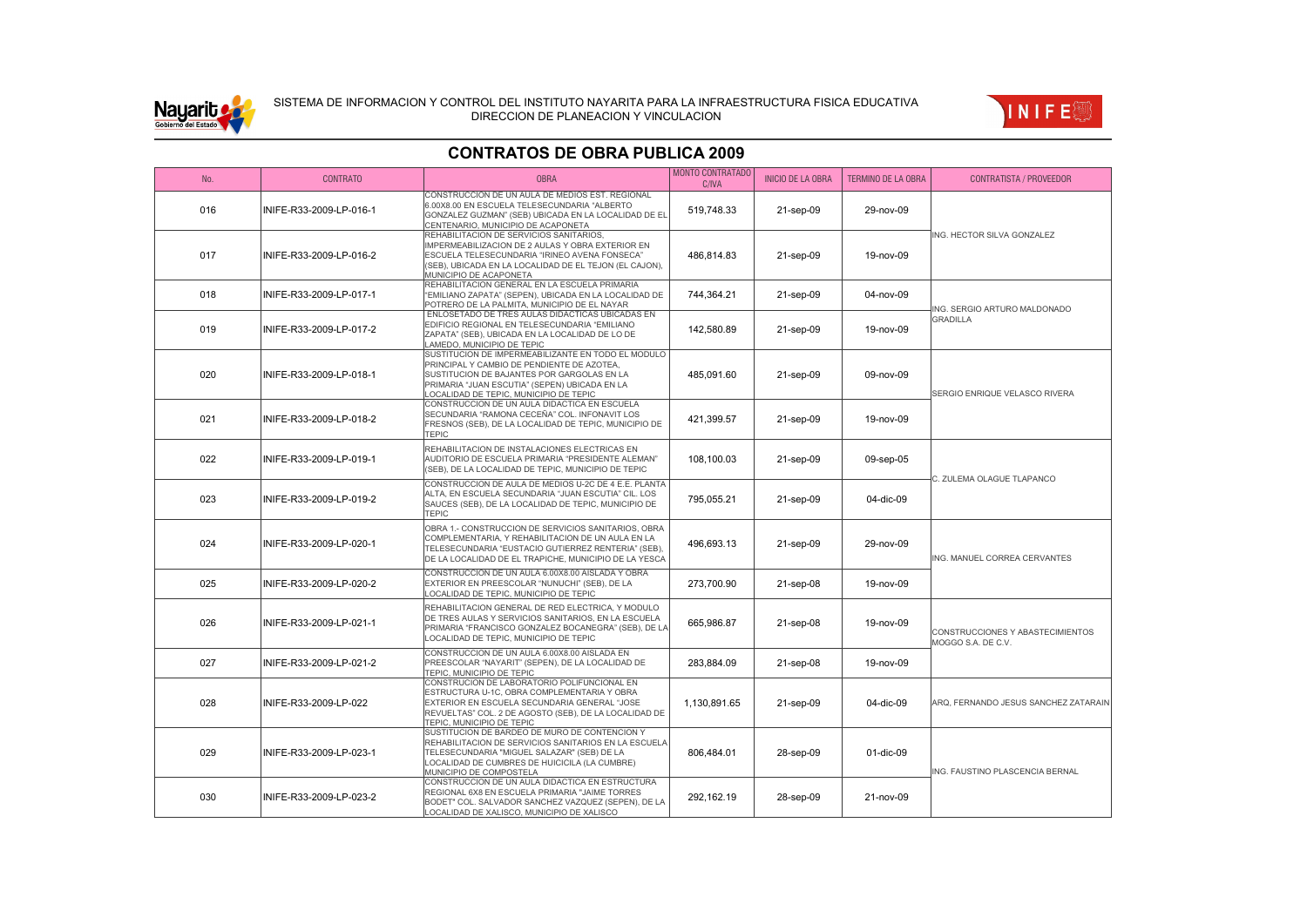SISTEMA DE INFORMACION Y CONTROL DEL INSTITUTO NAYARITA PARA LA INFRAESTRUCTURA FISICA EDUCATIVA
DIRECCION DE PLANEACION Y VINCULACION

## CONTRATOS DE OBRA PUBLICA 2009

| No. | CONTRATO | OBRA | MONTO CONTRATADO C/IVA | INICIO DE LA OBRA | TERMINO DE LA OBRA | CONTRATISTA / PROVEEDOR |
|---|---|---|---|---|---|---|
| 016 | INIFE-R33-2009-LP-016-1 | CONSTRUCCION DE UN AULA DE MEDIOS EST. REGIONAL 6.00X8.00 EN ESCUELA TELESECUNDARIA "ALBERTO GONZALEZ GUZMAN" (SEB) UBICADA EN LA LOCALIDAD DE EL CENTENARIO, MUNICIPIO DE ACAPONETA | 519,748.33 | 21-sep-09 | 29-nov-09 | ING. HECTOR SILVA GONZALEZ |
| 017 | INIFE-R33-2009-LP-016-2 | REHABILITACION DE SERVICIOS SANITARIOS, IMPERMEABILIZACION DE 2 AULAS Y OBRA EXTERIOR EN ESCUELA TELESECUNDARIA "IRINEO AVENA FONSECA" (SEB), UBICADA EN LA LOCALIDAD DE EL TEJON (EL CAJON), MUNICIPIO DE ACAPONETA | 486,814.83 | 21-sep-09 | 19-nov-09 | |
| 018 | INIFE-R33-2009-LP-017-1 | REHABILITACION GENERAL EN LA ESCUELA PRIMARIA "EMILIANO ZAPATA" (SEPEN), UBICADA EN LA LOCALIDAD DE POTRERO DE LA PALMITA, MUNICIPIO DE EL NAYAR | 744,364.21 | 21-sep-09 | 04-nov-09 | ING. SERGIO ARTURO MALDONADO GRADILLA |
| 019 | INIFE-R33-2009-LP-017-2 | ENLOSETADO DE TRES AULAS DIDACTICAS UBICADAS EN EDIFICIO REGIONAL EN TELESECUNDARIA "EMILIANO ZAPATA" (SEB), UBICADA EN LA LOCALIDAD DE LO DE LAMEDO, MUNICIPIO DE TEPIC | 142,580.89 | 21-sep-09 | 19-nov-09 | |
| 020 | INIFE-R33-2009-LP-018-1 | SUSTITUCION DE IMPERMEABILIZANTE EN TODO EL MODULO PRINCIPAL Y CAMBIO DE PENDIENTE DE AZOTEA, SUSTITUCION DE BAJANTES POR GARGOLAS EN LA PRIMARIA "JUAN ESCUTIA" (SEPEN) UBICADA EN LA LOCALIDAD DE TEPIC, MUNICIPIO DE TEPIC | 485,091.60 | 21-sep-09 | 09-nov-09 | SERGIO ENRIQUE VELASCO RIVERA |
| 021 | INIFE-R33-2009-LP-018-2 | CONSTRUCCION DE UN AULA DIDACTICA EN ESCUELA SECUNDARIA "RAMONA CECEÑA" COL. INFONAVIT LOS FRESNOS (SEB), DE LA LOCALIDAD DE TEPIC, MUNICIPIO DE TEPIC | 421,399.57 | 21-sep-09 | 19-nov-09 | |
| 022 | INIFE-R33-2009-LP-019-1 | REHABILITACION DE INSTALACIONES ELECTRICAS EN AUDITORIO DE ESCUELA PRIMARIA "PRESIDENTE ALEMAN" (SEB), DE LA LOCALIDAD DE TEPIC, MUNICIPIO DE TEPIC | 108,100.03 | 21-sep-09 | 09-sep-05 | C. ZULEMA OLAGUE TLAPANCO |
| 023 | INIFE-R33-2009-LP-019-2 | CONSTRUCCION DE AULA DE MEDIOS U-2C DE 4 E.E. PLANTA ALTA, EN ESCUELA SECUNDARIA "JUAN ESCUTIA" CIL. LOS SAUCES (SEB), DE LA LOCALIDAD DE TEPIC, MUNICIPIO DE TEPIC | 795,055.21 | 21-sep-09 | 04-dic-09 | |
| 024 | INIFE-R33-2009-LP-020-1 | OBRA 1.- CONSTRUCCION DE SERVICIOS SANITARIOS, OBRA COMPLEMENTARIA, Y REHABILITACION DE UN AULA EN LA TELESECUNDARIA "EUSTACIO GUTIERREZ RENTERIA" (SEB), DE LA LOCALIDAD DE EL TRAPICHE, MUNICIPIO DE LA YESCA | 496,693.13 | 21-sep-09 | 29-nov-09 | ING. MANUEL CORREA CERVANTES |
| 025 | INIFE-R33-2009-LP-020-2 | CONSTRUCCION DE UN AULA 6.00X8.00 AISLADA Y OBRA EXTERIOR EN PREESCOLAR "NUNUCHI" (SEB), DE LA LOCALIDAD DE TEPIC, MUNICIPIO DE TEPIC | 273,700.90 | 21-sep-08 | 19-nov-09 | |
| 026 | INIFE-R33-2009-LP-021-1 | REHABILITACION GENERAL DE RED ELECTRICA, Y MODULO DE TRES AULAS Y SERVICIOS SANITARIOS, EN LA ESCUELA PRIMARIA "FRANCISCO GONZALEZ BOCANEGRA" (SEB), DE LA LOCALIDAD DE TEPIC, MUNICIPIO DE TEPIC | 665,986.87 | 21-sep-08 | 19-nov-09 | CONSTRUCCIONES Y ABASTECIMIENTOS MOGGO S.A. DE C.V. |
| 027 | INIFE-R33-2009-LP-021-2 | CONSTRUCCION DE UN AULA 6.00X8.00 AISLADA EN PREESCOLAR "NAYARIT" (SEPEN), DE LA LOCALIDAD DE TEPIC, MUNICIPIO DE TEPIC | 283,884.09 | 21-sep-08 | 19-nov-09 | |
| 028 | INIFE-R33-2009-LP-022 | CONSTRUCION DE LABORATORIO POLIFUNCIONAL EN ESTRUCTURA U-1C, OBRA COMPLEMENTARIA Y OBRA EXTERIOR EN ESCUELA SECUNDARIA GENERAL "JOSE REVUELTAS" COL. 2 DE AGOSTO (SEB), DE LA LOCALIDAD DE TEPIC, MUNICIPIO DE TEPIC | 1,130,891.65 | 21-sep-09 | 04-dic-09 | ARQ. FERNANDO JESUS SANCHEZ ZATARAIN |
| 029 | INIFE-R33-2009-LP-023-1 | SUSTITUCION DE BARDEO DE MURO DE CONTENCION Y REHABILITACION DE SERVICIOS SANITARIOS EN LA ESCUELA TELESECUNDARIA "MIGUEL SALAZAR" (SEB) DE LA LOCALIDAD DE CUMBRES DE HUICICILA (LA CUMBRE) MUNICIPIO DE COMPOSTELA | 806,484.01 | 28-sep-09 | 01-dic-09 | ING. FAUSTINO PLASCENCIA BERNAL |
| 030 | INIFE-R33-2009-LP-023-2 | CONSTRUCCION DE UN AULA DIDACTICA EN ESTRUCTURA REGIONAL 6X8 EN ESCUELA PRIMARIA "JAIME TORRES BODET" COL. SALVADOR SANCHEZ VAZQUEZ (SEPEN), DE LA LOCALIDAD DE XALISCO, MUNICIPIO DE XALISCO | 292,162.19 | 28-sep-09 | 21-nov-09 | |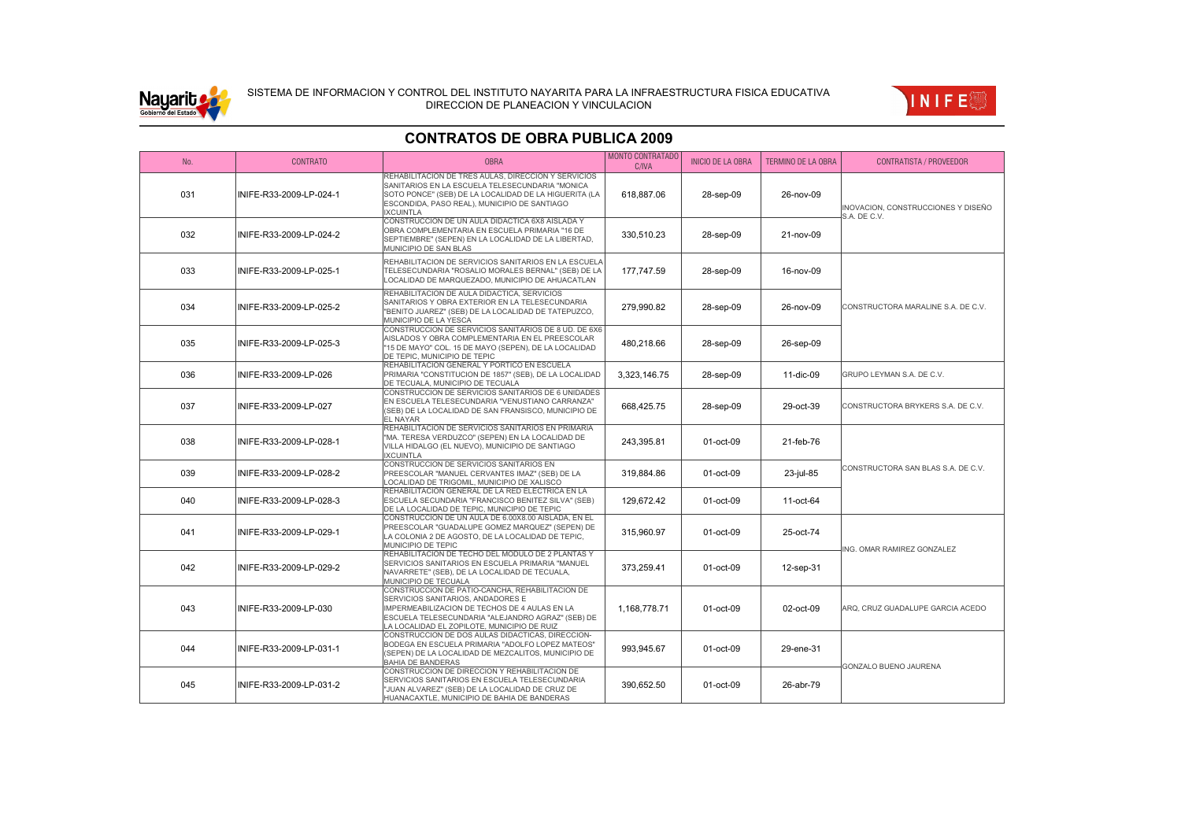SISTEMA DE INFORMACION Y CONTROL DEL INSTITUTO NAYARITA PARA LA INFRAESTRUCTURA FISICA EDUCATIVA
DIRECCION DE PLANEACION Y VINCULACION

# CONTRATOS DE OBRA PUBLICA 2009

| No. | CONTRATO | OBRA | MONTO CONTRATADO C/IVA | INICIO DE LA OBRA | TERMINO DE LA OBRA | CONTRATISTA / PROVEEDOR |
|---|---|---|---|---|---|---|
| 031 | INIFE-R33-2009-LP-024-1 | REHABILITACION DE TRES AULAS, DIRECCION Y SERVICIOS SANITARIOS EN LA ESCUELA TELESECUNDARIA "MONICA SOTO PONCE" (SEB) DE LA LOCALIDAD DE LA HIGUERITA (LA ESCONDIDA, PASO REAL), MUNICIPIO DE SANTIAGO IXCUINTLA | 618,887.06 | 28-sep-09 | 26-nov-09 | INOVACION, CONSTRUCCIONES Y DISEÑO S.A. DE C.V. |
| 032 | INIFE-R33-2009-LP-024-2 | CONSTRUCCION DE UN AULA DIDACTICA 6X8 AISLADA Y OBRA COMPLEMENTARIA EN ESCUELA PRIMARIA "16 DE SEPTIEMBRE" (SEPEN) EN LA LOCALIDAD DE LA LIBERTAD, MUNICIPIO DE SAN BLAS | 330,510.23 | 28-sep-09 | 21-nov-09 | |
| 033 | INIFE-R33-2009-LP-025-1 | REHABILITACION DE SERVICIOS SANITARIOS EN LA ESCUELA TELESECUNDARIA "ROSALIO MORALES BERNAL" (SEB) DE LA LOCALIDAD DE MARQUEZADO, MUNICIPIO DE AHUACATLAN | 177,747.59 | 28-sep-09 | 16-nov-09 | CONSTRUCTORA MARALINE S.A. DE C.V. |
| 034 | INIFE-R33-2009-LP-025-2 | REHABILITACION DE AULA DIDACTICA, SERVICIOS SANITARIOS Y OBRA EXTERIOR EN LA TELESECUNDARIA "BENITO JUAREZ" (SEB) DE LA LOCALIDAD DE TATEPUZCO, MUNICIPIO DE LA YESCA | 279,990.82 | 28-sep-09 | 26-nov-09 | |
| 035 | INIFE-R33-2009-LP-025-3 | CONSTRUCCION DE SERVICIOS SANITARIOS DE 8 UD. DE 6X6 AISLADOS Y OBRA COMPLEMENTARIA EN EL PREESCOLAR "15 DE MAYO" COL. 15 DE MAYO (SEPEN), DE LA LOCALIDAD DE TEPIC, MUNICIPIO DE TEPIC | 480,218.66 | 28-sep-09 | 26-sep-09 | |
| 036 | INIFE-R33-2009-LP-026 | REHABILITACION GENERAL Y PORTICO EN ESCUELA PRIMARIA "CONSTITUCION DE 1857" (SEB), DE LA LOCALIDAD DE TECUALA, MUNICIPIO DE TECUALA | 3,323,146.75 | 28-sep-09 | 11-dic-09 | GRUPO LEYMAN S.A. DE C.V. |
| 037 | INIFE-R33-2009-LP-027 | CONSTRUCCION DE SERVICIOS SANITARIOS DE 6 UNIDADES EN ESCUELA TELESECUNDARIA "VENUSTIANO CARRANZA" (SEB) DE LA LOCALIDAD DE SAN FRANSISCO, MUNICIPIO DE EL NAYAR | 668,425.75 | 28-sep-09 | 29-oct-39 | CONSTRUCTORA BRYKERS S.A. DE C.V. |
| 038 | INIFE-R33-2009-LP-028-1 | REHABILITACION DE SERVICIOS SANITARIOS EN PRIMARIA "MA. TERESA VERDUZCO" (SEPEN) EN LA LOCALIDAD DE VILLA HIDALGO (EL NUEVO), MUNICIPIO DE SANTIAGO IXCUINTLA | 243,395.81 | 01-oct-09 | 21-feb-76 | CONSTRUCTORA SAN BLAS S.A. DE C.V. |
| 039 | INIFE-R33-2009-LP-028-2 | CONSTRUCCION DE SERVICIOS SANITARIOS EN PREESCOLAR "MANUEL CERVANTES IMAZ" (SEB) DE LA LOCALIDAD DE TRIGOMIL, MUNICIPIO DE XALISCO | 319,884.86 | 01-oct-09 | 23-jul-85 | |
| 040 | INIFE-R33-2009-LP-028-3 | REHABILITACION GENERAL DE LA RED ELECTRICA EN LA ESCUELA SECUNDARIA "FRANCISCO BENITEZ SILVA" (SEB) DE LA LOCALIDAD DE TEPIC, MUNICIPIO DE TEPIC | 129,672.42 | 01-oct-09 | 11-oct-64 | |
| 041 | INIFE-R33-2009-LP-029-1 | CONSTRUCCION DE UN AULA DE 6.00X8.00 AISLADA, EN EL PREESCOLAR "GUADALUPE GOMEZ MARQUEZ" (SEPEN) DE LA COLONIA 2 DE AGOSTO, DE LA LOCALIDAD DE TEPIC, MUNICIPIO DE TEPIC | 315,960.97 | 01-oct-09 | 25-oct-74 | ING. OMAR RAMIREZ GONZALEZ |
| 042 | INIFE-R33-2009-LP-029-2 | REHABILITACION DE TECHO DEL MODULO DE 2 PLANTAS Y SERVICIOS SANITARIOS EN ESCUELA PRIMARIA "MANUEL NAVARRETE" (SEB), DE LA LOCALIDAD DE TECUALA, MUNICIPIO DE TECUALA | 373,259.41 | 01-oct-09 | 12-sep-31 | |
| 043 | INIFE-R33-2009-LP-030 | CONSTRUCCION DE PATIO-CANCHA, REHABILITACION DE SERVICIOS SANITARIOS, ANDADORES E IMPERMEABILIZACION DE TECHOS DE 4 AULAS EN LA ESCUELA TELESECUNDARIA "ALEJANDRO AGRAZ" (SEB) DE LA LOCALIDAD EL ZOPILOTE, MUNICIPIO DE RUIZ | 1,168,778.71 | 01-oct-09 | 02-oct-09 | ARQ. CRUZ GUADALUPE GARCIA ACEDO |
| 044 | INIFE-R33-2009-LP-031-1 | CONSTRUCCION DE DOS AULAS DIDACTICAS, DIRECCION-BODEGA EN ESCUELA PRIMARIA "ADOLFO LOPEZ MATEOS" (SEPEN) DE LA LOCALIDAD DE MEZCALITOS, MUNICIPIO DE BAHIA DE BANDERAS | 993,945.67 | 01-oct-09 | 29-ene-31 | GONZALO BUENO JAURENA |
| 045 | INIFE-R33-2009-LP-031-2 | CONSTRUCCION DE DIRECCION Y REHABILITACION DE SERVICIOS SANITARIOS EN ESCUELA TELESECUNDARIA "JUAN ALVAREZ" (SEB) DE LA LOCALIDAD DE CRUZ DE HUANACAXTLE, MUNICIPIO DE BAHIA DE BANDERAS | 390,652.50 | 01-oct-09 | 26-abr-79 | |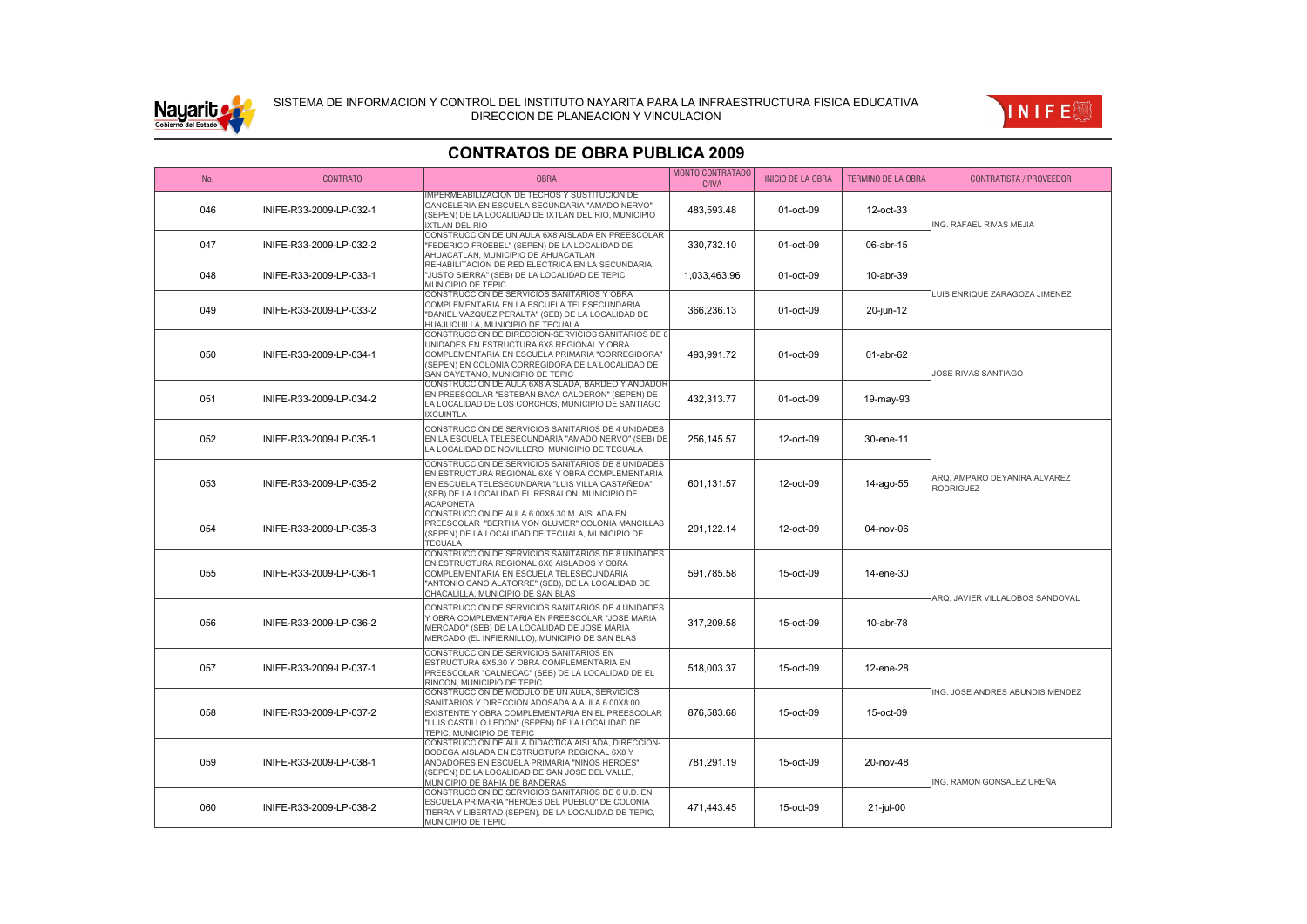SISTEMA DE INFORMACION Y CONTROL DEL INSTITUTO NAYARITA PARA LA INFRAESTRUCTURA FISICA EDUCATIVA
DIRECCION DE PLANEACION Y VINCULACION

# CONTRATOS DE OBRA PUBLICA 2009

| No. | CONTRATO | OBRA | MONTO CONTRATADO C/IVA | INICIO DE LA OBRA | TERMINO DE LA OBRA | CONTRATISTA / PROVEEDOR |
|---|---|---|---|---|---|---|
| 046 | INIFE-R33-2009-LP-032-1 | IMPERMEABILIZACION DE TECHOS Y SUSTITUCION DE CANCELERIA EN ESCUELA SECUNDARIA "AMADO NERVO" (SEPEN) DE LA LOCALIDAD DE IXTLAN DEL RIO, MUNICIPIO IXTLAN DEL RIO | 483,593.48 | 01-oct-09 | 12-oct-33 | ING. RAFAEL RIVAS MEJIA |
| 047 | INIFE-R33-2009-LP-032-2 | CONSTRUCCION DE UN AULA 6X8 AISLADA EN PREESCOLAR "FEDERICO FROEBEL" (SEPEN) DE LA LOCALIDAD DE AHUACATLAN, MUNICIPIO DE AHUACATLAN | 330,732.10 | 01-oct-09 | 06-abr-15 | |
| 048 | INIFE-R33-2009-LP-033-1 | REHABILITACION DE RED ELECTRICA EN LA SECUNDARIA "JUSTO SIERRA" (SEB) DE LA LOCALIDAD DE TEPIC, MUNICIPIO DE TEPIC | 1,033,463.96 | 01-oct-09 | 10-abr-39 | LUIS ENRIQUE ZARAGOZA JIMENEZ |
| 049 | INIFE-R33-2009-LP-033-2 | CONSTRUCCION DE SERVICIOS SANITARIOS Y OBRA COMPLEMENTARIA EN LA ESCUELA TELESECUNDARIA "DANIEL VAZQUEZ PERALTA" (SEB) DE LA LOCALIDAD DE HUAJUQUILLA, MUNICIPIO DE TECUALA | 366,236.13 | 01-oct-09 | 20-jun-12 | |
| 050 | INIFE-R33-2009-LP-034-1 | CONSTRUCCION DE DIRECCION-SERVICIOS SANITARIOS DE 8 UNIDADES EN ESTRUCTURA 6X8 REGIONAL Y OBRA COMPLEMENTARIA EN ESCUELA PRIMARIA "CORREGIDORA" (SEPEN) EN COLONIA CORREGIDORA DE LA LOCALIDAD DE SAN CAYETANO, MUNICIPIO DE TEPIC | 493,991.72 | 01-oct-09 | 01-abr-62 | JOSE RIVAS SANTIAGO |
| 051 | INIFE-R33-2009-LP-034-2 | CONSTRUCCION DE AULA 6X8 AISLADA, BARDEO Y ANDADOR EN PREESCOLAR "ESTEBAN BACA CALDERON" (SEPEN) DE LA LOCALIDAD DE LOS CORCHOS, MUNICIPIO DE SANTIAGO IXCUINTLA | 432,313.77 | 01-oct-09 | 19-may-93 | |
| 052 | INIFE-R33-2009-LP-035-1 | CONSTRUCCION DE SERVICIOS SANITARIOS DE 4 UNIDADES EN LA ESCUELA TELESECUNDARIA "AMADO NERVO" (SEB) DE LA LOCALIDAD DE NOVILLERO, MUNICIPIO DE TECUALA | 256,145.57 | 12-oct-09 | 30-ene-11 | ARQ. AMPARO DEYANIRA ALVAREZ RODRIGUEZ |
| 053 | INIFE-R33-2009-LP-035-2 | CONSTRUCCION DE SERVICIOS SANITARIOS DE 8 UNIDADES EN ESTRUCTURA REGIONAL 6X6 Y OBRA COMPLEMENTARIA EN ESCUELA TELESECUNDARIA "LUIS VILLA CASTAÑEDA" (SEB) DE LA LOCALIDAD EL RESBALON, MUNICIPIO DE ACAPONETA | 601,131.57 | 12-oct-09 | 14-ago-55 | |
| 054 | INIFE-R33-2009-LP-035-3 | CONSTRUCCION DE AULA 6.00X5.30 M. AISLADA EN PREESCOLAR "BERTHA VON GLUMER" COLONIA MANCILLAS (SEPEN) DE LA LOCALIDAD DE TECUALA, MUNICIPIO DE TECUALA | 291,122.14 | 12-oct-09 | 04-nov-06 | |
| 055 | INIFE-R33-2009-LP-036-1 | CONSTRUCCION DE SERVICIOS SANITARIOS DE 8 UNIDADES EN ESTRUCTURA REGIONAL 6X8 AISLADOS Y OBRA COMPLEMENTARIA EN ESCUELA TELESECUNDARIA "ANTONIO CANO ALATORRE" (SEB), DE LA LOCALIDAD DE CHACALILLA, MUNICIPIO DE SAN BLAS | 591,785.58 | 15-oct-09 | 14-ene-30 | ARQ. JAVIER VILLALOBOS SANDOVAL |
| 056 | INIFE-R33-2009-LP-036-2 | CONSTRUCCION DE SERVICIOS SANITARIOS DE 4 UNIDADES Y OBRA COMPLEMENTARIA EN PREESCOLAR "JOSE MARIA MERCADO" (SEB) DE LA LOCALIDAD DE JOSE MARIA MERCADO (EL INFIERNILLO), MUNICIPIO DE SAN BLAS | 317,209.58 | 15-oct-09 | 10-abr-78 | |
| 057 | INIFE-R33-2009-LP-037-1 | CONSTRUCCION DE SERVICIOS SANITARIOS EN ESTRUCTURA 6X5.30 Y OBRA COMPLEMENTARIA EN PREESCOLAR "CALMECAC" (SEB) DE LA LOCALIDAD DE EL RINCON, MUNICIPIO DE TEPIC | 518,003.37 | 15-oct-09 | 12-ene-28 | ING. JOSE ANDRES ABUNDIS MENDEZ |
| 058 | INIFE-R33-2009-LP-037-2 | CONSTRUCCION DE MODULO DE UN AULA, SERVICIOS SANITARIOS Y DIRECCION ADOSADA A AULA 6.00X8.00 EXISTENTE Y OBRA COMPLEMENTARIA EN EL PREESCOLAR "LUIS CASTILLO LEDON" (SEPEN) DE LA LOCALIDAD DE TEPIC, MUNICIPIO DE TEPIC | 876,583.68 | 15-oct-09 | 15-oct-09 | |
| 059 | INIFE-R33-2009-LP-038-1 | CONSTRUCCION DE AULA DIDACTICA AISLADA, DIRECCION-BODEGA AISLADA EN ESTRUCTURA REGIONAL 6X8 Y ANDADORES EN ESCUELA PRIMARIA "NIÑOS HEROES" (SEPEN) DE LA LOCALIDAD DE SAN JOSE DEL VALLE, MUNICIPIO DE BAHIA DE BANDERAS | 781,291.19 | 15-oct-09 | 20-nov-48 | ING. RAMON GONSALEZ UREÑA |
| 060 | INIFE-R33-2009-LP-038-2 | CONSTRUCCION DE SERVICIOS SANITARIOS DE 6 U.D. EN ESCUELA PRIMARIA "HEROES DEL PUEBLO" DE COLONIA TIERRA Y LIBERTAD (SEPEN), DE LA LOCALIDAD DE TEPIC, MUNICIPIO DE TEPIC | 471,443.45 | 15-oct-09 | 21-jul-00 | |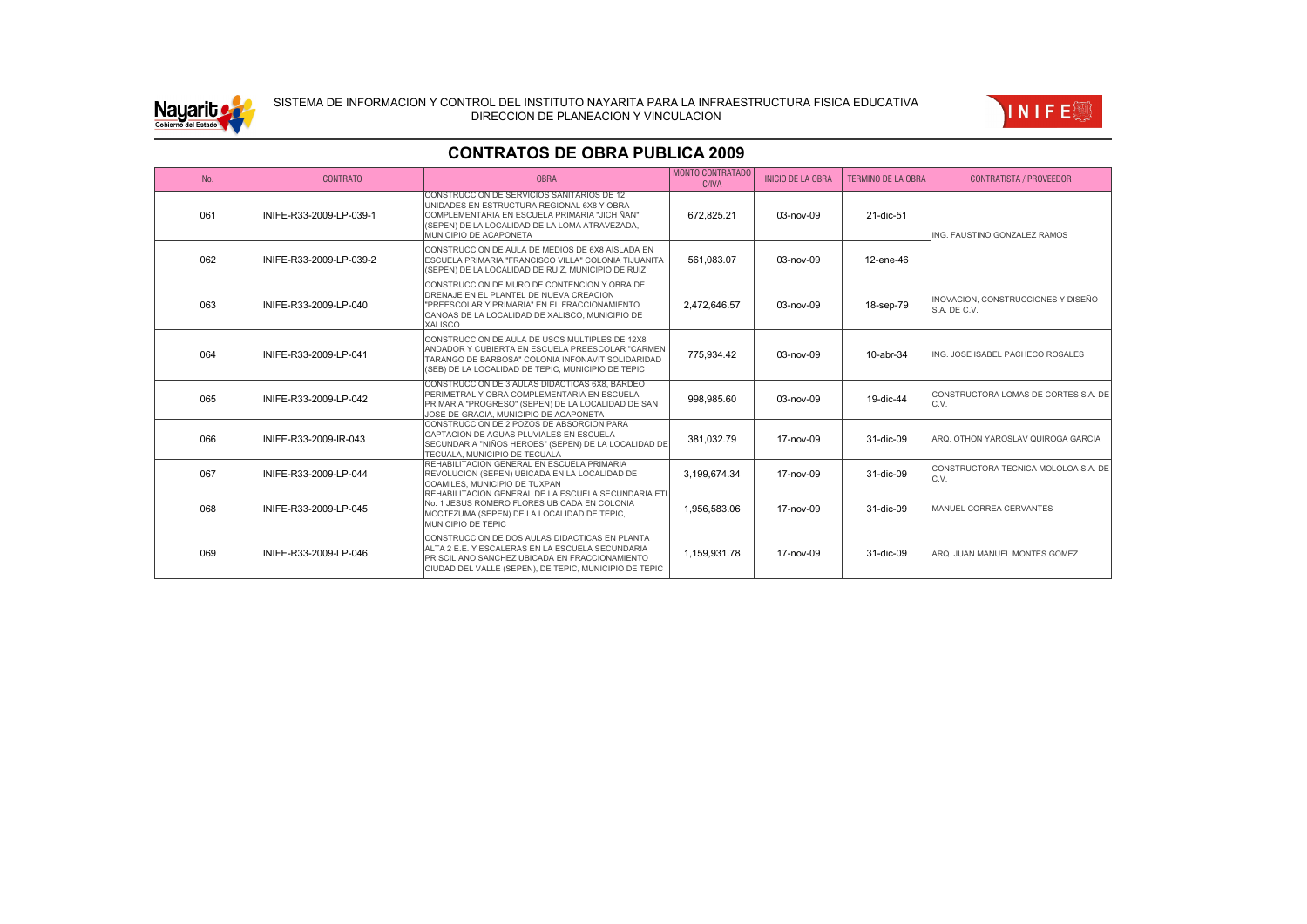SISTEMA DE INFORMACION Y CONTROL DEL INSTITUTO NAYARITA PARA LA INFRAESTRUCTURA FISICA EDUCATIVA
DIRECCION DE PLANEACION Y VINCULACION

## CONTRATOS DE OBRA PUBLICA 2009

| No. | CONTRATO | OBRA | MONTO CONTRATADO C/IVA | INICIO DE LA OBRA | TERMINO DE LA OBRA | CONTRATISTA / PROVEEDOR |
|---|---|---|---|---|---|---|
| 061 | INIFE-R33-2009-LP-039-1 | CONSTRUCCION DE SERVICIOS SANITARIOS DE 12 UNIDADES EN ESTRUCTURA REGIONAL 6X8 Y OBRA COMPLEMENTARIA EN ESCUELA PRIMARIA "JICH ÑAN" (SEPEN) DE LA LOCALIDAD DE LA LOMA ATRAVEZADA, MUNICIPIO DE ACAPONETA | 672,825.21 | 03-nov-09 | 21-dic-51 | ING. FAUSTINO GONZALEZ RAMOS |
| 062 | INIFE-R33-2009-LP-039-2 | CONSTRUCCION DE AULA DE MEDIOS DE 6X8 AISLADA EN ESCUELA PRIMARIA "FRANCISCO VILLA" COLONIA TIJUANITA (SEPEN) DE LA LOCALIDAD DE RUIZ, MUNICIPIO DE RUIZ | 561,083.07 | 03-nov-09 | 12-ene-46 | |
| 063 | INIFE-R33-2009-LP-040 | CONSTRUCCION DE MURO DE CONTENCION Y OBRA DE DRENAJE EN EL PLANTEL DE NUEVA CREACION "PREESCOLAR Y PRIMARIA" EN EL FRACCIONAMIENTO CANOAS DE LA LOCALIDAD DE XALISCO, MUNICIPIO DE XALISCO | 2,472,646.57 | 03-nov-09 | 18-sep-79 | INOVACION, CONSTRUCCIONES Y DISEÑO S.A. DE C.V. |
| 064 | INIFE-R33-2009-LP-041 | CONSTRUCCION DE AULA DE USOS MULTIPLES DE 12X8 ANDADOR Y CUBIERTA EN ESCUELA PREESCOLAR "CARMEN TARANGO DE BARBOSA" COLONIA INFONAVIT SOLIDARIDAD (SEB) DE LA LOCALIDAD DE TEPIC, MUNICIPIO DE TEPIC | 775,934.42 | 03-nov-09 | 10-abr-34 | ING. JOSE ISABEL PACHECO ROSALES |
| 065 | INIFE-R33-2009-LP-042 | CONSTRUCCION DE 3 AULAS DIDACTICAS 6X8, BARDEO PERIMETRAL Y OBRA COMPLEMENTARIA EN ESCUELA PRIMARIA "PROGRESO" (SEPEN) DE LA LOCALIDAD DE SAN JOSE DE GRACIA, MUNICIPIO DE ACAPONETA | 998,985.60 | 03-nov-09 | 19-dic-44 | CONSTRUCTORA LOMAS DE CORTES S.A. DE C.V. |
| 066 | INIFE-R33-2009-IR-043 | CONSTRUCCION DE 2 POZOS DE ABSORCION PARA CAPTACION DE AGUAS PLUVIALES EN ESCUELA SECUNDARIA "NIÑOS HEROES" (SEPEN) DE LA LOCALIDAD DE TECUALA, MUNICIPIO DE TECUALA | 381,032.79 | 17-nov-09 | 31-dic-09 | ARQ. OTHON YAROSLAV QUIROGA GARCIA |
| 067 | INIFE-R33-2009-LP-044 | REHABILITACION GENERAL EN ESCUELA PRIMARIA REVOLUCION (SEPEN) UBICADA EN LA LOCALIDAD DE COAMILES, MUNICIPIO DE TUXPAN | 3,199,674.34 | 17-nov-09 | 31-dic-09 | CONSTRUCTORA TECNICA MOLOLOA S.A. DE C.V. |
| 068 | INIFE-R33-2009-LP-045 | REHABILITACION GENERAL DE LA ESCUELA SECUNDARIA ETI No. 1 JESUS ROMERO FLORES UBICADA EN COLONIA MOCTEZUMA (SEPEN) DE LA LOCALIDAD DE TEPIC, MUNICIPIO DE TEPIC | 1,956,583.06 | 17-nov-09 | 31-dic-09 | MANUEL CORREA CERVANTES |
| 069 | INIFE-R33-2009-LP-046 | CONSTRUCCION DE DOS AULAS DIDACTICAS EN PLANTA ALTA 2 E.E. Y ESCALERAS EN LA ESCUELA SECUNDARIA PRISCILIANO SANCHEZ UBICADA EN FRACCIONAMIENTO CIUDAD DEL VALLE (SEPEN), DE TEPIC, MUNICIPIO DE TEPIC | 1,159,931.78 | 17-nov-09 | 31-dic-09 | ARQ. JUAN MANUEL MONTES GOMEZ |